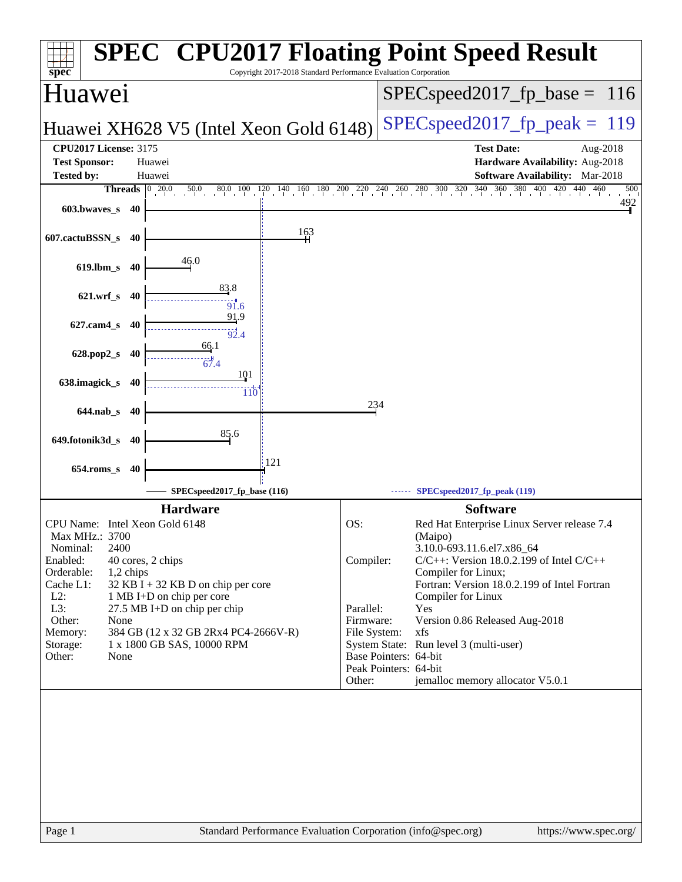# SPEC CPU2017 Floating Point Speed Result

Copyright 2017-2018 Standard Performance Evaluation Corporation

## Huawei

**Huawei XH628 V5 (Intel Xeon Gold 6148)**

SPECspeed2017_fp_base = 116

SPECspeed2017_fp_peak = 119

**CPU2017 License:** 3175
**Test Sponsor:** Huawei
**Tested by:** Huawei

**Test Date:** Aug-2018
**Hardware Availability:** Aug-2018
**Software Availability:** Mar-2018

Threads
0 20.0 50.0 80.0 100 120 140 160 180 200 220 240 260 280 300 320 340 360 380 400 420 440 460 500

603.bwaves_s 40
492

607.cactuBSSN_s 40
163

619.lbm_s 40
46.0

621.wrf_s 40
83.8
91.6

627.cam4_s 40
91.9
92.4

628.pop2_s 40
66.1
67.4

638.imagick_s 40
101
110

644.nab_s 40
234

649.fotonik3d_s 40
85.6

654.roms_s 40
121

SPECspeed2017_fp_base (116)
SPECspeed2017_fp_peak (119)

### Hardware

| | |
|---|---|
| CPU Name: | Intel Xeon Gold 6148 |
| Max MHz.: | 3700 |
| Nominal: | 2400 |
| Enabled: | 40 cores, 2 chips |
| Orderable: | 1,2 chips |
| Cache L1: | 32 KB I + 32 KB D on chip per core |
| L2: | 1 MB I+D on chip per core |
| L3: | 27.5 MB I+D on chip per chip |
| Other: | None |
| Memory: | 384 GB (12 x 32 GB 2Rx4 PC4-2666V-R) |
| Storage: | 1 x 1800 GB SAS, 10000 RPM |
| Other: | None |

### Software

| | |
|---|---|
| OS: | Red Hat Enterprise Linux Server release 7.4 (Maipo) 3.10.0-693.11.6.el7.x86_64 |
| Compiler: | C/C++: Version 18.0.2.199 of Intel C/C++ Compiler for Linux; Fortran: Version 18.0.2.199 of Intel Fortran Compiler for Linux |
| Parallel: | Yes |
| Firmware: | Version 0.86 Released Aug-2018 |
| File System: | xfs |
| System State: | Run level 3 (multi-user) |
| Base Pointers: | 64-bit |
| Peak Pointers: | 64-bit |
| Other: | jemalloc memory allocator V5.0.1 |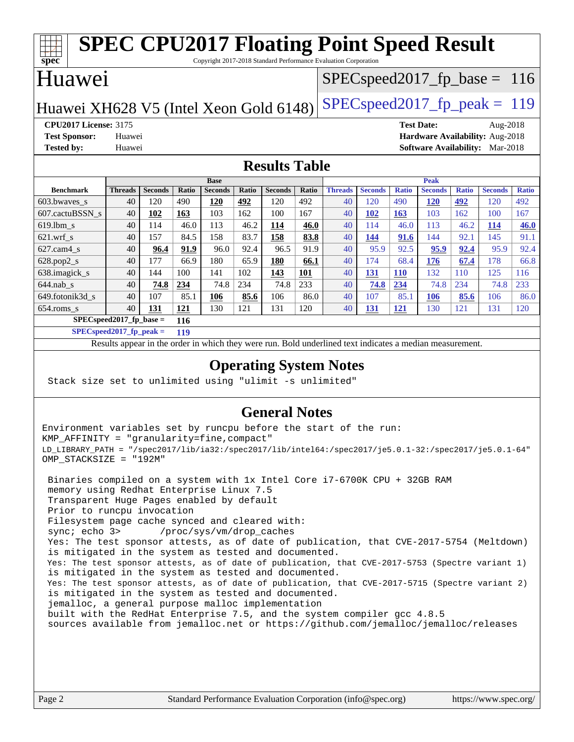# SPEC CPU2017 Floating Point Speed Result

Copyright 2017-2018 Standard Performance Evaluation Corporation

## Huawei

Huawei XH628 V5 (Intel Xeon Gold 6148)

SPECspeed2017_fp_base = 116

SPECspeed2017_fp_peak = 119

**CPU2017 License:** 3175
**Test Sponsor:** Huawei
**Tested by:** Huawei

**Test Date:** Aug-2018
**Hardware Availability:** Aug-2018
**Software Availability:** Mar-2018

## Results Table

| Benchmark | Base | | | | | | | Peak | | | | | | |
|---|---|---|---|---|---|---|---|---|---|---|---|---|---|---|
| | Threads | Seconds | Ratio | Seconds | Ratio | Seconds | Ratio | Threads | Seconds | Ratio | Seconds | Ratio | Seconds | Ratio |
| 603.bwaves_s | 40 | 120 | 490 | **120** | **492** | 120 | 492 | 40 | 120 | 490 | **120** | **492** | 120 | 492 |
| 607.cactuBSSN_s | 40 | **102** | **163** | 103 | 162 | 100 | 167 | 40 | **102** | **163** | 103 | 162 | 100 | 167 |
| 619.lbm_s | 40 | 114 | 46.0 | 113 | 46.2 | **114** | **46.0** | 40 | 114 | 46.0 | 113 | 46.2 | **114** | **46.0** |
| 621.wrf_s | 40 | 157 | 84.5 | 158 | 83.7 | **158** | **83.8** | 40 | **144** | **91.6** | 144 | 92.1 | 145 | 91.1 |
| 627.cam4_s | 40 | **96.4** | **91.9** | 96.0 | 92.4 | 96.5 | 91.9 | 40 | 95.9 | 92.5 | **95.9** | **92.4** | 95.9 | 92.4 |
| 628.pop2_s | 40 | 177 | 66.9 | 180 | 65.9 | **180** | **66.1** | 40 | 174 | 68.4 | **176** | **67.4** | 178 | 66.8 |
| 638.imagick_s | 40 | 144 | 100 | 141 | 102 | **143** | **101** | 40 | **131** | **110** | 132 | 110 | 125 | 116 |
| 644.nab_s | 40 | **74.8** | **234** | 74.8 | 234 | 74.8 | 233 | 40 | **74.8** | **234** | 74.8 | 234 | 74.8 | 233 |
| 649.fotonik3d_s | 40 | 107 | 85.1 | **106** | **85.6** | 106 | 86.0 | 40 | 107 | 85.1 | **106** | **85.6** | 106 | 86.0 |
| 654.roms_s | 40 | **131** | **121** | 130 | 121 | 131 | 120 | 40 | **131** | **121** | 130 | 121 | 131 | 120 |

**SPECspeed2017_fp_base = 116**

**SPECspeed2017_fp_peak = 119**

Results appear in the order in which they were run. Bold underlined text indicates a median measurement.

## Operating System Notes

```
Stack size set to unlimited using "ulimit -s unlimited"
```

## General Notes

```
Environment variables set by runcpu before the start of the run:
KMP_AFFINITY = "granularity=fine,compact"
LD_LIBRARY_PATH = "/spec2017/lib/ia32:/spec2017/lib/intel64:/spec2017/je5.0.1-32:/spec2017/je5.0.1-64"
OMP_STACKSIZE = "192M"

 Binaries compiled on a system with 1x Intel Core i7-6700K CPU + 32GB RAM
 memory using Redhat Enterprise Linux 7.5
 Transparent Huge Pages enabled by default
 Prior to runcpu invocation
 Filesystem page cache synced and cleared with:
 sync; echo 3>       /proc/sys/vm/drop_caches
 Yes: The test sponsor attests, as of date of publication, that CVE-2017-5754 (Meltdown)
 is mitigated in the system as tested and documented.
 Yes: The test sponsor attests, as of date of publication, that CVE-2017-5753 (Spectre variant 1)
 is mitigated in the system as tested and documented.
 Yes: The test sponsor attests, as of date of publication, that CVE-2017-5715 (Spectre variant 2)
 is mitigated in the system as tested and documented.
 jemalloc, a general purpose malloc implementation
 built with the RedHat Enterprise 7.5, and the system compiler gcc 4.8.5
 sources available from jemalloc.net or https://github.com/jemalloc/jemalloc/releases
```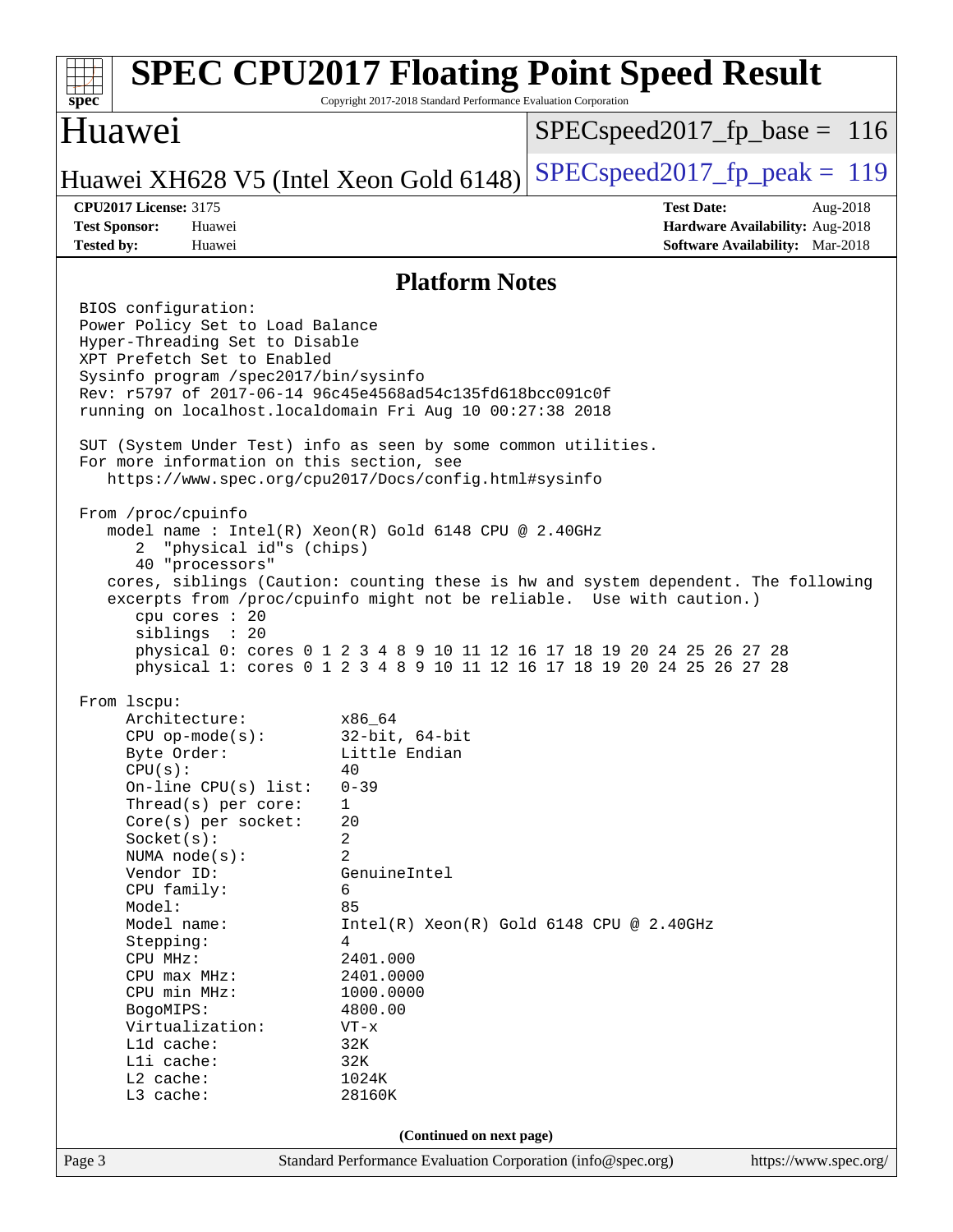# SPEC CPU2017 Floating Point Speed Result

Copyright 2017-2018 Standard Performance Evaluation Corporation

## Huawei

Huawei XH628 V5 (Intel Xeon Gold 6148)

SPECspeed2017_fp_base = 116

SPECspeed2017_fp_peak = 119

**CPU2017 License:** 3175
**Test Sponsor:** Huawei
**Tested by:** Huawei

**Test Date:** Aug-2018
**Hardware Availability:** Aug-2018
**Software Availability:** Mar-2018

### Platform Notes

```
BIOS configuration:
Power Policy Set to Load Balance
Hyper-Threading Set to Disable
XPT Prefetch Set to Enabled
Sysinfo program /spec2017/bin/sysinfo
Rev: r5797 of 2017-06-14 96c45e4568ad54c135fd618bcc091c0f
running on localhost.localdomain Fri Aug 10 00:27:38 2018

SUT (System Under Test) info as seen by some common utilities.
For more information on this section, see
   https://www.spec.org/cpu2017/Docs/config.html#sysinfo

From /proc/cpuinfo
   model name : Intel(R) Xeon(R) Gold 6148 CPU @ 2.40GHz
      2  "physical id"s (chips)
      40 "processors"
   cores, siblings (Caution: counting these is hw and system dependent. The following
   excerpts from /proc/cpuinfo might not be reliable.  Use with caution.)
      cpu cores : 20
      siblings  : 20
      physical 0: cores 0 1 2 3 4 8 9 10 11 12 16 17 18 19 20 24 25 26 27 28
      physical 1: cores 0 1 2 3 4 8 9 10 11 12 16 17 18 19 20 24 25 26 27 28

From lscpu:
     Architecture:          x86_64
     CPU op-mode(s):        32-bit, 64-bit
     Byte Order:            Little Endian
     CPU(s):                40
     On-line CPU(s) list:   0-39
     Thread(s) per core:    1
     Core(s) per socket:    20
     Socket(s):             2
     NUMA node(s):          2
     Vendor ID:             GenuineIntel
     CPU family:            6
     Model:                 85
     Model name:            Intel(R) Xeon(R) Gold 6148 CPU @ 2.40GHz
     Stepping:              4
     CPU MHz:               2401.000
     CPU max MHz:           2401.0000
     CPU min MHz:           1000.0000
     BogoMIPS:              4800.00
     Virtualization:        VT-x
     L1d cache:             32K
     L1i cache:             32K
     L2 cache:              1024K
     L3 cache:              28160K
```

**(Continued on next page)**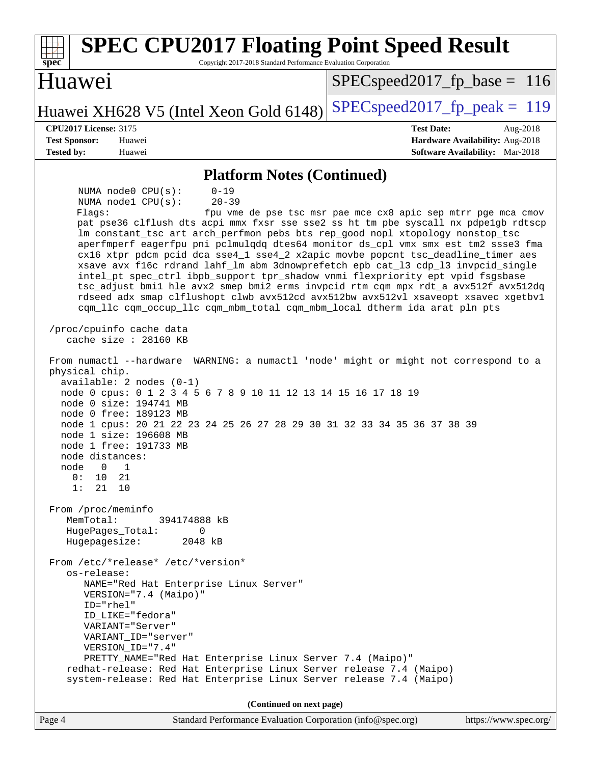## Platform Notes (Continued)

```
      NUMA node0 CPU(s):     0-19
      NUMA node1 CPU(s):     20-39
      Flags:                 fpu vme de pse tsc msr pae mce cx8 apic sep mtrr pge mca cmov
      pat pse36 clflush dts acpi mmx fxsr sse sse2 ss ht tm pbe syscall nx pdpe1gb rdtscp
      lm constant_tsc art arch_perfmon pebs bts rep_good nopl xtopology nonstop_tsc
      aperfmperf eagerfpu pni pclmulqdq dtes64 monitor ds_cpl vmx smx est tm2 ssse3 fma
      cx16 xtpr pdcm pcid dca sse4_1 sse4_2 x2apic movbe popcnt tsc_deadline_timer aes
      xsave avx f16c rdrand lahf_lm abm 3dnowprefetch epb cat_l3 cdp_l3 invpcid_single
      intel_pt spec_ctrl ibpb_support tpr_shadow vnmi flexpriority ept vpid fsgsbase
      tsc_adjust bmi1 hle avx2 smep bmi2 erms invpcid rtm cqm mpx rdt_a avx512f avx512dq
      rdseed adx smap clflushopt clwb avx512cd avx512bw avx512vl xsaveopt xsavec xgetbv1
      cqm_llc cqm_occup_llc cqm_mbm_total cqm_mbm_local dtherm ida arat pln pts

 /proc/cpuinfo cache data
    cache size : 28160 KB

 From numactl --hardware  WARNING: a numactl 'node' might or might not correspond to a
 physical chip.
   available: 2 nodes (0-1)
   node 0 cpus: 0 1 2 3 4 5 6 7 8 9 10 11 12 13 14 15 16 17 18 19
   node 0 size: 194741 MB
   node 0 free: 189123 MB
   node 1 cpus: 20 21 22 23 24 25 26 27 28 29 30 31 32 33 34 35 36 37 38 39
   node 1 size: 196608 MB
   node 1 free: 191733 MB
   node distances:
   node   0   1
     0:  10  21
     1:  21  10

 From /proc/meminfo
    MemTotal:       394174888 kB
    HugePages_Total:       0
    Hugepagesize:       2048 kB

 From /etc/*release* /etc/*version*
    os-release:
       NAME="Red Hat Enterprise Linux Server"
       VERSION="7.4 (Maipo)"
       ID="rhel"
       ID_LIKE="fedora"
       VARIANT="Server"
       VARIANT_ID="server"
       VERSION_ID="7.4"
       PRETTY_NAME="Red Hat Enterprise Linux Server 7.4 (Maipo)"
    redhat-release: Red Hat Enterprise Linux Server release 7.4 (Maipo)
    system-release: Red Hat Enterprise Linux Server release 7.4 (Maipo)
```

**(Continued on next page)**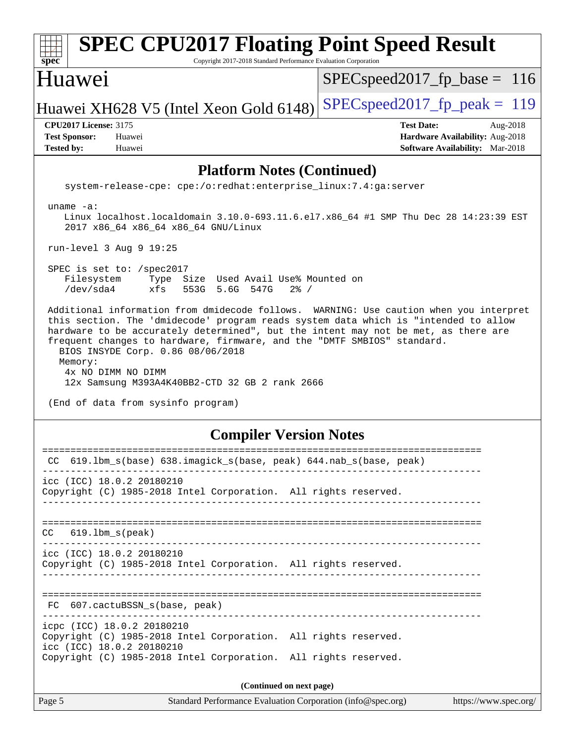# SPEC CPU2017 Floating Point Speed Result

Copyright 2017-2018 Standard Performance Evaluation Corporation

## Huawei

Huawei XH628 V5 (Intel Xeon Gold 6148)

SPECspeed2017_fp_base = 116

SPECspeed2017_fp_peak = 119

**CPU2017 License:** 3175
**Test Sponsor:** Huawei
**Tested by:** Huawei

**Test Date:** Aug-2018
**Hardware Availability:** Aug-2018
**Software Availability:** Mar-2018

## Platform Notes (Continued)

```
    system-release-cpe: cpe:/o:redhat:enterprise_linux:7.4:ga:server

 uname -a:
    Linux localhost.localdomain 3.10.0-693.11.6.el7.x86_64 #1 SMP Thu Dec 28 14:23:39 EST
    2017 x86_64 x86_64 x86_64 GNU/Linux

 run-level 3 Aug 9 19:25

 SPEC is set to: /spec2017
    Filesystem     Type  Size  Used Avail Use% Mounted on
    /dev/sda4      xfs   553G  5.6G  547G   2% /

 Additional information from dmidecode follows.  WARNING: Use caution when you interpret
 this section. The 'dmidecode' program reads system data which is "intended to allow
 hardware to be accurately determined", but the intent may not be met, as there are
 frequent changes to hardware, firmware, and the "DMTF SMBIOS" standard.
   BIOS INSYDE Corp. 0.86 08/06/2018
   Memory:
    4x NO DIMM NO DIMM
    12x Samsung M393A4K40BB2-CTD 32 GB 2 rank 2666

 (End of data from sysinfo program)
```

## Compiler Version Notes

```
==============================================================================
 CC  619.lbm_s(base) 638.imagick_s(base, peak) 644.nab_s(base, peak)
------------------------------------------------------------------------------
icc (ICC) 18.0.2 20180210
Copyright (C) 1985-2018 Intel Corporation.  All rights reserved.
------------------------------------------------------------------------------

==============================================================================
CC   619.lbm_s(peak)
------------------------------------------------------------------------------
icc (ICC) 18.0.2 20180210
Copyright (C) 1985-2018 Intel Corporation.  All rights reserved.
------------------------------------------------------------------------------

==============================================================================
 FC  607.cactuBSSN_s(base, peak)
------------------------------------------------------------------------------
icpc (ICC) 18.0.2 20180210
Copyright (C) 1985-2018 Intel Corporation.  All rights reserved.
icc (ICC) 18.0.2 20180210
Copyright (C) 1985-2018 Intel Corporation.  All rights reserved.
```

(Continued on next page)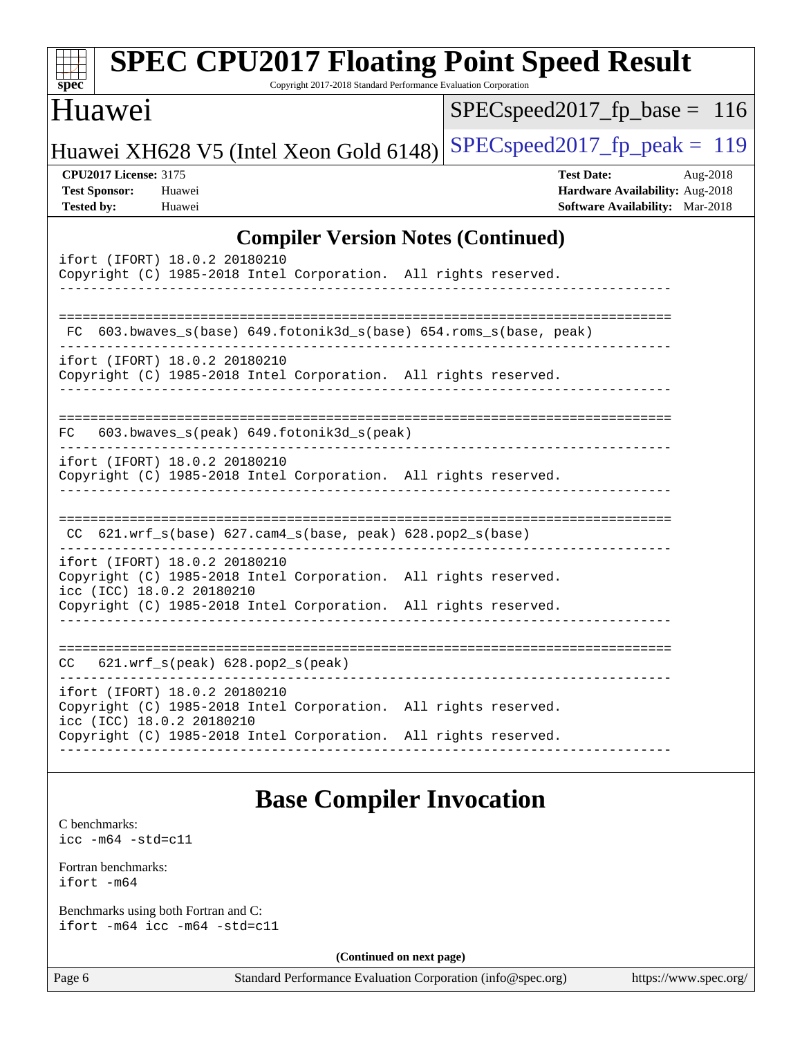## Compiler Version Notes (Continued)

```
ifort (IFORT) 18.0.2 20180210
Copyright (C) 1985-2018 Intel Corporation.  All rights reserved.
------------------------------------------------------------------------------

==============================================================================
 FC  603.bwaves_s(base) 649.fotonik3d_s(base) 654.roms_s(base, peak)
------------------------------------------------------------------------------
ifort (IFORT) 18.0.2 20180210
Copyright (C) 1985-2018 Intel Corporation.  All rights reserved.
------------------------------------------------------------------------------

==============================================================================
FC   603.bwaves_s(peak) 649.fotonik3d_s(peak)
------------------------------------------------------------------------------
ifort (IFORT) 18.0.2 20180210
Copyright (C) 1985-2018 Intel Corporation.  All rights reserved.
------------------------------------------------------------------------------

==============================================================================
 CC  621.wrf_s(base) 627.cam4_s(base, peak) 628.pop2_s(base)
------------------------------------------------------------------------------
ifort (IFORT) 18.0.2 20180210
Copyright (C) 1985-2018 Intel Corporation.  All rights reserved.
icc (ICC) 18.0.2 20180210
Copyright (C) 1985-2018 Intel Corporation.  All rights reserved.
------------------------------------------------------------------------------

==============================================================================
CC   621.wrf_s(peak) 628.pop2_s(peak)
------------------------------------------------------------------------------
ifort (IFORT) 18.0.2 20180210
Copyright (C) 1985-2018 Intel Corporation.  All rights reserved.
icc (ICC) 18.0.2 20180210
Copyright (C) 1985-2018 Intel Corporation.  All rights reserved.
------------------------------------------------------------------------------
```

## Base Compiler Invocation

C benchmarks:
```
icc -m64 -std=c11
```

Fortran benchmarks:
```
ifort -m64
```

Benchmarks using both Fortran and C:
```
ifort -m64 icc -m64 -std=c11
```

**(Continued on next page)**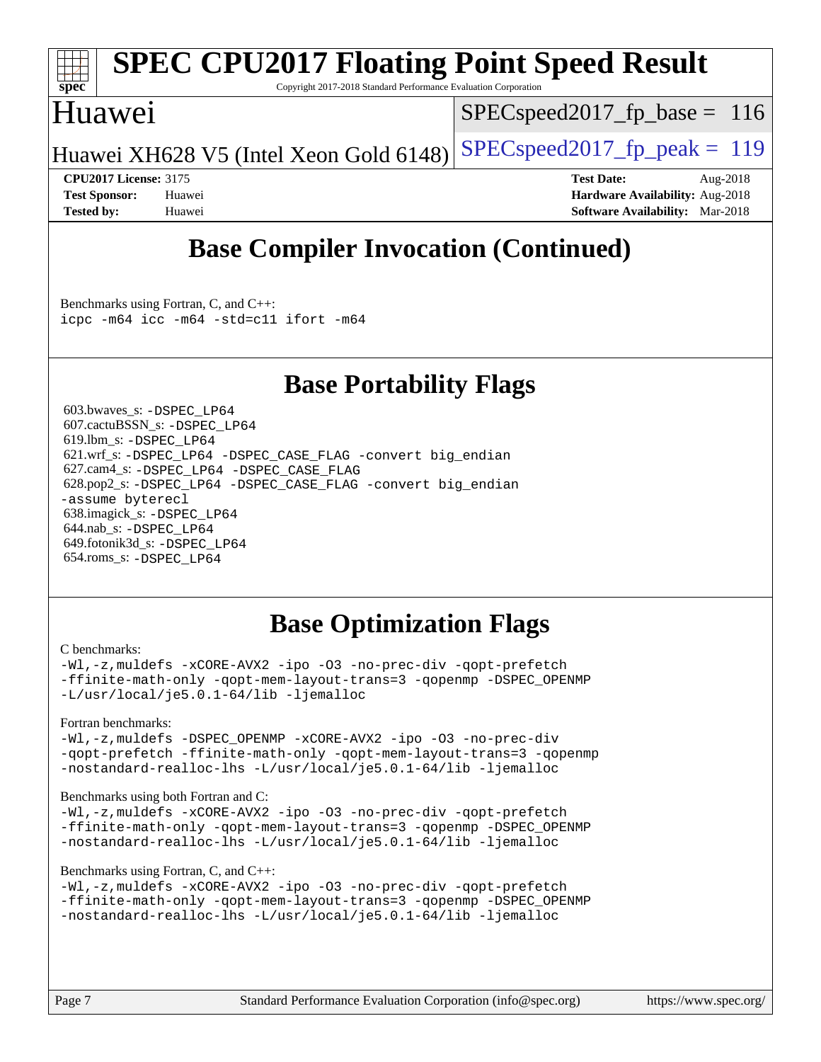# SPEC CPU2017 Floating Point Speed Result

Copyright 2017-2018 Standard Performance Evaluation Corporation

## Huawei

Huawei XH628 V5 (Intel Xeon Gold 6148)

SPECspeed2017_fp_base = 116

SPECspeed2017_fp_peak = 119

**CPU2017 License:** 3175
**Test Sponsor:** Huawei
**Tested by:** Huawei

**Test Date:** Aug-2018
**Hardware Availability:** Aug-2018
**Software Availability:** Mar-2018

## Base Compiler Invocation (Continued)

Benchmarks using Fortran, C, and C++:
`icpc -m64 icc -m64 -std=c11 ifort -m64`

## Base Portability Flags

603.bwaves_s: `-DSPEC_LP64`
607.cactuBSSN_s: `-DSPEC_LP64`
619.lbm_s: `-DSPEC_LP64`
621.wrf_s: `-DSPEC_LP64 -DSPEC_CASE_FLAG -convert big_endian`
627.cam4_s: `-DSPEC_LP64 -DSPEC_CASE_FLAG`
628.pop2_s: `-DSPEC_LP64 -DSPEC_CASE_FLAG -convert big_endian -assume byterecl`
638.imagick_s: `-DSPEC_LP64`
644.nab_s: `-DSPEC_LP64`
649.fotonik3d_s: `-DSPEC_LP64`
654.roms_s: `-DSPEC_LP64`

## Base Optimization Flags

C benchmarks:
```
-Wl,-z,muldefs -xCORE-AVX2 -ipo -O3 -no-prec-div -qopt-prefetch
-ffinite-math-only -qopt-mem-layout-trans=3 -qopenmp -DSPEC_OPENMP
-L/usr/local/je5.0.1-64/lib -ljemalloc
```

Fortran benchmarks:
```
-Wl,-z,muldefs -DSPEC_OPENMP -xCORE-AVX2 -ipo -O3 -no-prec-div
-qopt-prefetch -ffinite-math-only -qopt-mem-layout-trans=3 -qopenmp
-nostandard-realloc-lhs -L/usr/local/je5.0.1-64/lib -ljemalloc
```

Benchmarks using both Fortran and C:
```
-Wl,-z,muldefs -xCORE-AVX2 -ipo -O3 -no-prec-div -qopt-prefetch
-ffinite-math-only -qopt-mem-layout-trans=3 -qopenmp -DSPEC_OPENMP
-nostandard-realloc-lhs -L/usr/local/je5.0.1-64/lib -ljemalloc
```

Benchmarks using Fortran, C, and C++:
```
-Wl,-z,muldefs -xCORE-AVX2 -ipo -O3 -no-prec-div -qopt-prefetch
-ffinite-math-only -qopt-mem-layout-trans=3 -qopenmp -DSPEC_OPENMP
-nostandard-realloc-lhs -L/usr/local/je5.0.1-64/lib -ljemalloc
```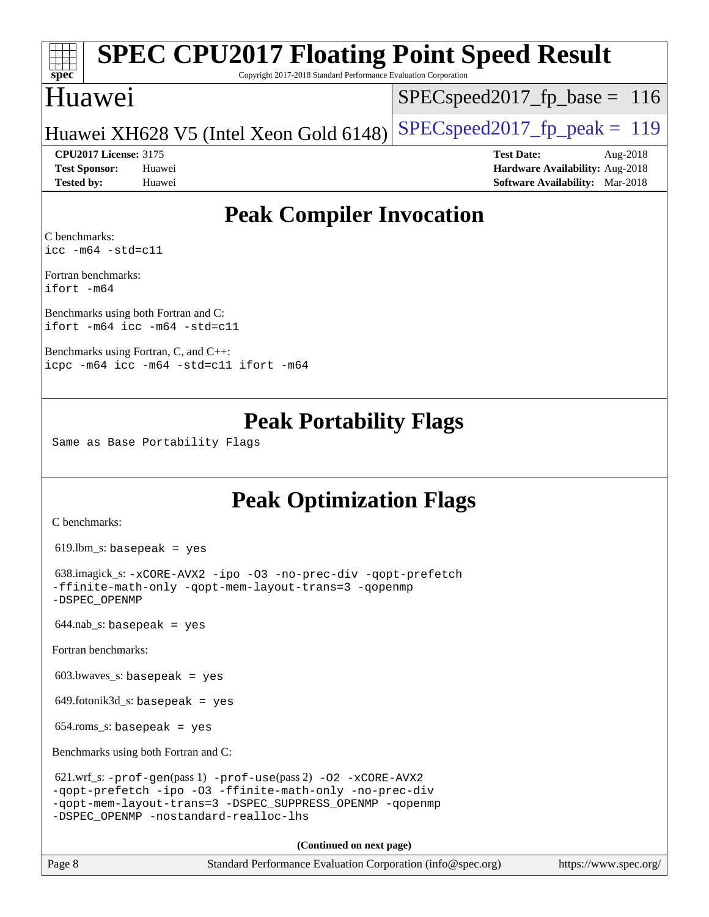# SPEC CPU2017 Floating Point Speed Result

Copyright 2017-2018 Standard Performance Evaluation Corporation

## Huawei

Huawei XH628 V5 (Intel Xeon Gold 6148)

SPECspeed2017_fp_base = 116

SPECspeed2017_fp_peak = 119

**CPU2017 License:** 3175
**Test Sponsor:** Huawei
**Tested by:** Huawei

**Test Date:** Aug-2018
**Hardware Availability:** Aug-2018
**Software Availability:** Mar-2018

## Peak Compiler Invocation

C benchmarks:
`icc -m64 -std=c11`

Fortran benchmarks:
`ifort -m64`

Benchmarks using both Fortran and C:
`ifort -m64 icc -m64 -std=c11`

Benchmarks using Fortran, C, and C++:
`icpc -m64 icc -m64 -std=c11 ifort -m64`

## Peak Portability Flags

Same as Base Portability Flags

## Peak Optimization Flags

C benchmarks:

619.lbm_s: `basepeak = yes`

638.imagick_s: `-xCORE-AVX2 -ipo -O3 -no-prec-div -qopt-prefetch -ffinite-math-only -qopt-mem-layout-trans=3 -qopenmp -DSPEC_OPENMP`

644.nab_s: `basepeak = yes`

Fortran benchmarks:

603.bwaves_s: `basepeak = yes`

649.fotonik3d_s: `basepeak = yes`

654.roms_s: `basepeak = yes`

Benchmarks using both Fortran and C:

621.wrf_s: `-prof-gen`(pass 1) `-prof-use`(pass 2) `-O2 -xCORE-AVX2 -qopt-prefetch -ipo -O3 -ffinite-math-only -no-prec-div -qopt-mem-layout-trans=3 -DSPEC_SUPPRESS_OPENMP -qopenmp -DSPEC_OPENMP -nostandard-realloc-lhs`

**(Continued on next page)**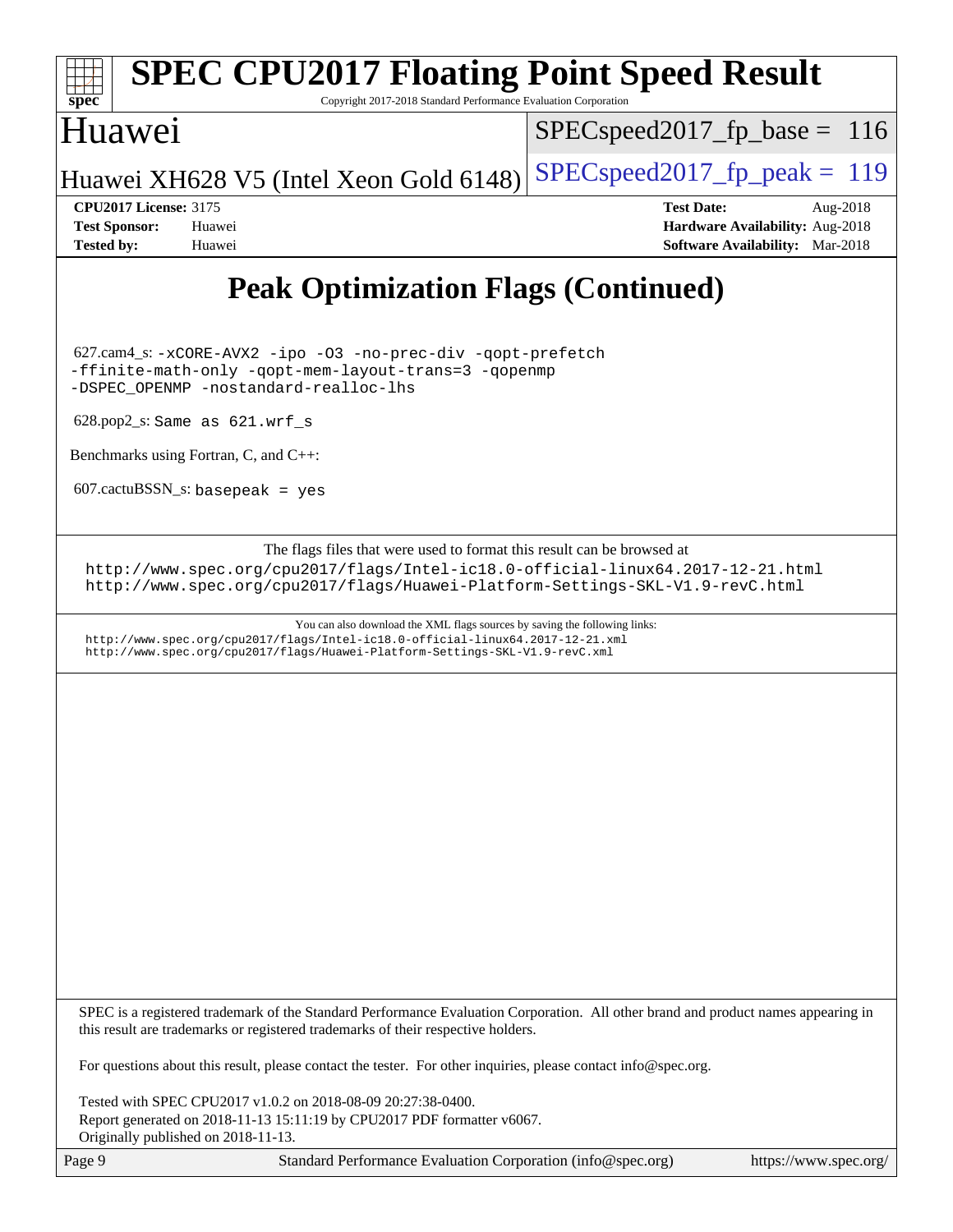# Peak Optimization Flags (Continued)

627.cam4_s: `-xCORE-AVX2 -ipo -O3 -no-prec-div -qopt-prefetch -ffinite-math-only -qopt-mem-layout-trans=3 -qopenmp -DSPEC_OPENMP -nostandard-realloc-lhs`

628.pop2_s: `Same as 621.wrf_s`

Benchmarks using Fortran, C, and C++:

607.cactuBSSN_s: `basepeak = yes`

The flags files that were used to format this result can be browsed at
http://www.spec.org/cpu2017/flags/Intel-ic18.0-official-linux64.2017-12-21.html
http://www.spec.org/cpu2017/flags/Huawei-Platform-Settings-SKL-V1.9-revC.html

You can also download the XML flags sources by saving the following links:
http://www.spec.org/cpu2017/flags/Intel-ic18.0-official-linux64.2017-12-21.xml
http://www.spec.org/cpu2017/flags/Huawei-Platform-Settings-SKL-V1.9-revC.xml

SPEC is a registered trademark of the Standard Performance Evaluation Corporation. All other brand and product names appearing in this result are trademarks or registered trademarks of their respective holders.

For questions about this result, please contact the tester. For other inquiries, please contact info@spec.org.

Tested with SPEC CPU2017 v1.0.2 on 2018-08-09 20:27:38-0400.
Report generated on 2018-11-13 15:11:19 by CPU2017 PDF formatter v6067.
Originally published on 2018-11-13.